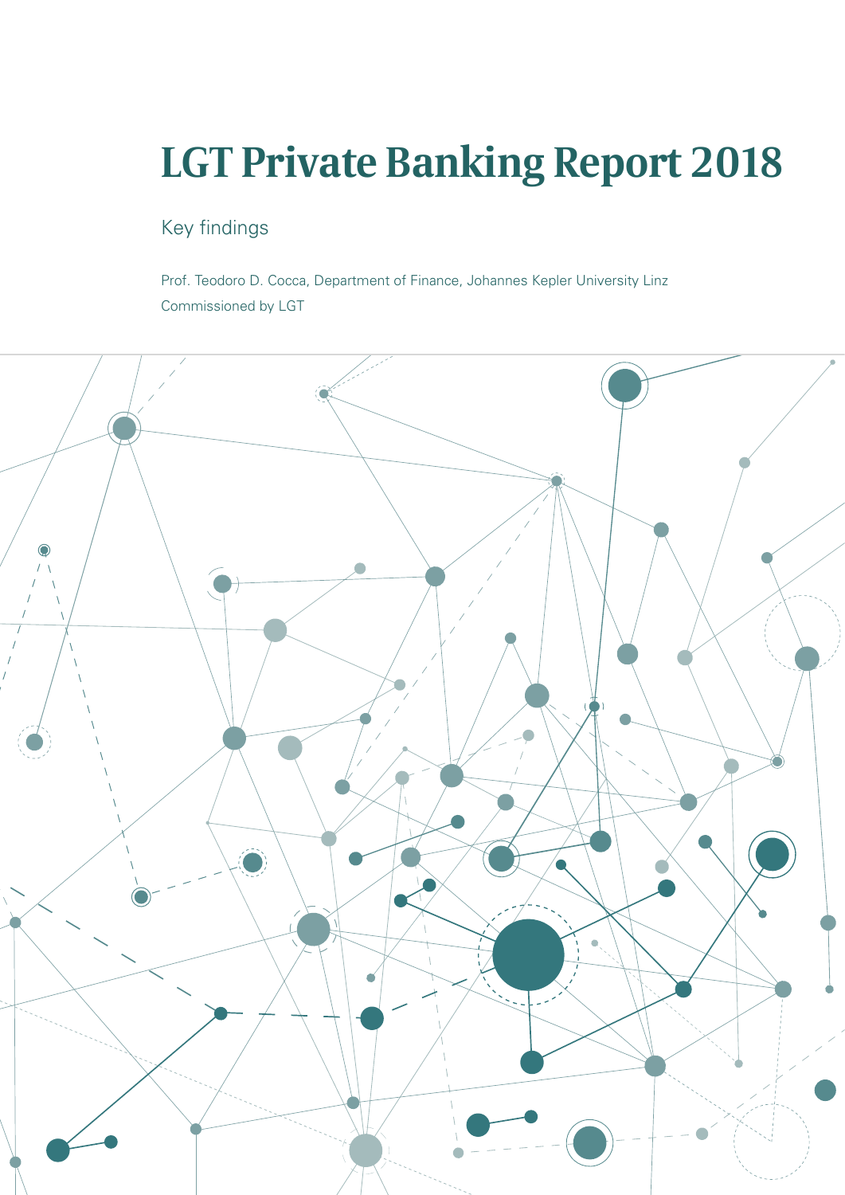# LGT Private Banking Report 2018

## Key findings

Prof. Teodoro D. Cocca, Department of Finance, Johannes Kepler University Linz

Commissioned by LGT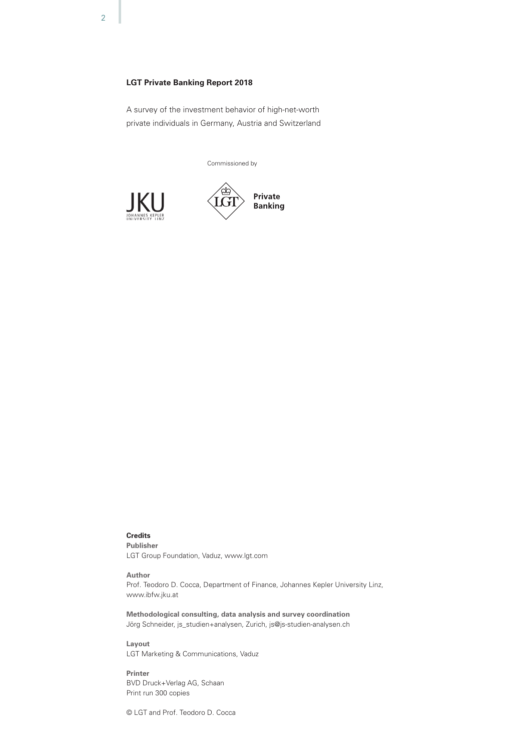**LGT Private Banking Report 2018**

A survey of the investment behavior of high-net-worth private individuals in Germany, Austria and Switzerland

Commissioned by

JKU JOHANNES KEPLER UNIVERSITY LINZ

LGT Private Banking

**Credits**

**Publisher**
LGT Group Foundation, Vaduz, www.lgt.com

**Author**
Prof. Teodoro D. Cocca, Department of Finance, Johannes Kepler University Linz, www.ibfw.jku.at

**Methodological consulting, data analysis and survey coordination**
Jörg Schneider, js_studien+analysen, Zurich, js@js-studien-analysen.ch

**Layout**
LGT Marketing & Communications, Vaduz

**Printer**
BVD Druck+Verlag AG, Schaan
Print run 300 copies

© LGT and Prof. Teodoro D. Cocca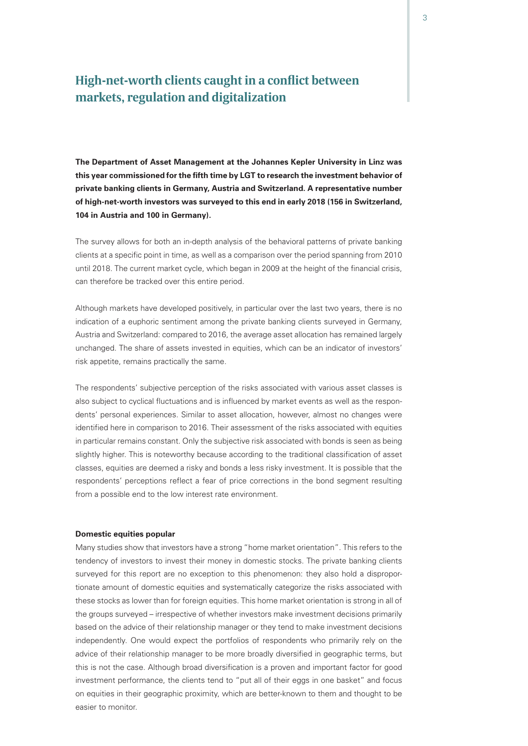# High-net-worth clients caught in a conflict between markets, regulation and digitalization

**The Department of Asset Management at the Johannes Kepler University in Linz was this year commissioned for the fifth time by LGT to research the investment behavior of private banking clients in Germany, Austria and Switzerland. A representative number of high-net-worth investors was surveyed to this end in early 2018 (156 in Switzerland, 104 in Austria and 100 in Germany).**

The survey allows for both an in-depth analysis of the behavioral patterns of private banking clients at a specific point in time, as well as a comparison over the period spanning from 2010 until 2018. The current market cycle, which began in 2009 at the height of the financial crisis, can therefore be tracked over this entire period.

Although markets have developed positively, in particular over the last two years, there is no indication of a euphoric sentiment among the private banking clients surveyed in Germany, Austria and Switzerland: compared to 2016, the average asset allocation has remained largely unchanged. The share of assets invested in equities, which can be an indicator of investors' risk appetite, remains practically the same.

The respondents' subjective perception of the risks associated with various asset classes is also subject to cyclical fluctuations and is influenced by market events as well as the respondents' personal experiences. Similar to asset allocation, however, almost no changes were identified here in comparison to 2016. Their assessment of the risks associated with equities in particular remains constant. Only the subjective risk associated with bonds is seen as being slightly higher. This is noteworthy because according to the traditional classification of asset classes, equities are deemed a risky and bonds a less risky investment. It is possible that the respondents' perceptions reflect a fear of price corrections in the bond segment resulting from a possible end to the low interest rate environment.

**Domestic equities popular**

Many studies show that investors have a strong "home market orientation". This refers to the tendency of investors to invest their money in domestic stocks. The private banking clients surveyed for this report are no exception to this phenomenon: they also hold a disproportionate amount of domestic equities and systematically categorize the risks associated with these stocks as lower than for foreign equities. This home market orientation is strong in all of the groups surveyed – irrespective of whether investors make investment decisions primarily based on the advice of their relationship manager or they tend to make investment decisions independently. One would expect the portfolios of respondents who primarily rely on the advice of their relationship manager to be more broadly diversified in geographic terms, but this is not the case. Although broad diversification is a proven and important factor for good investment performance, the clients tend to "put all of their eggs in one basket" and focus on equities in their geographic proximity, which are better-known to them and thought to be easier to monitor.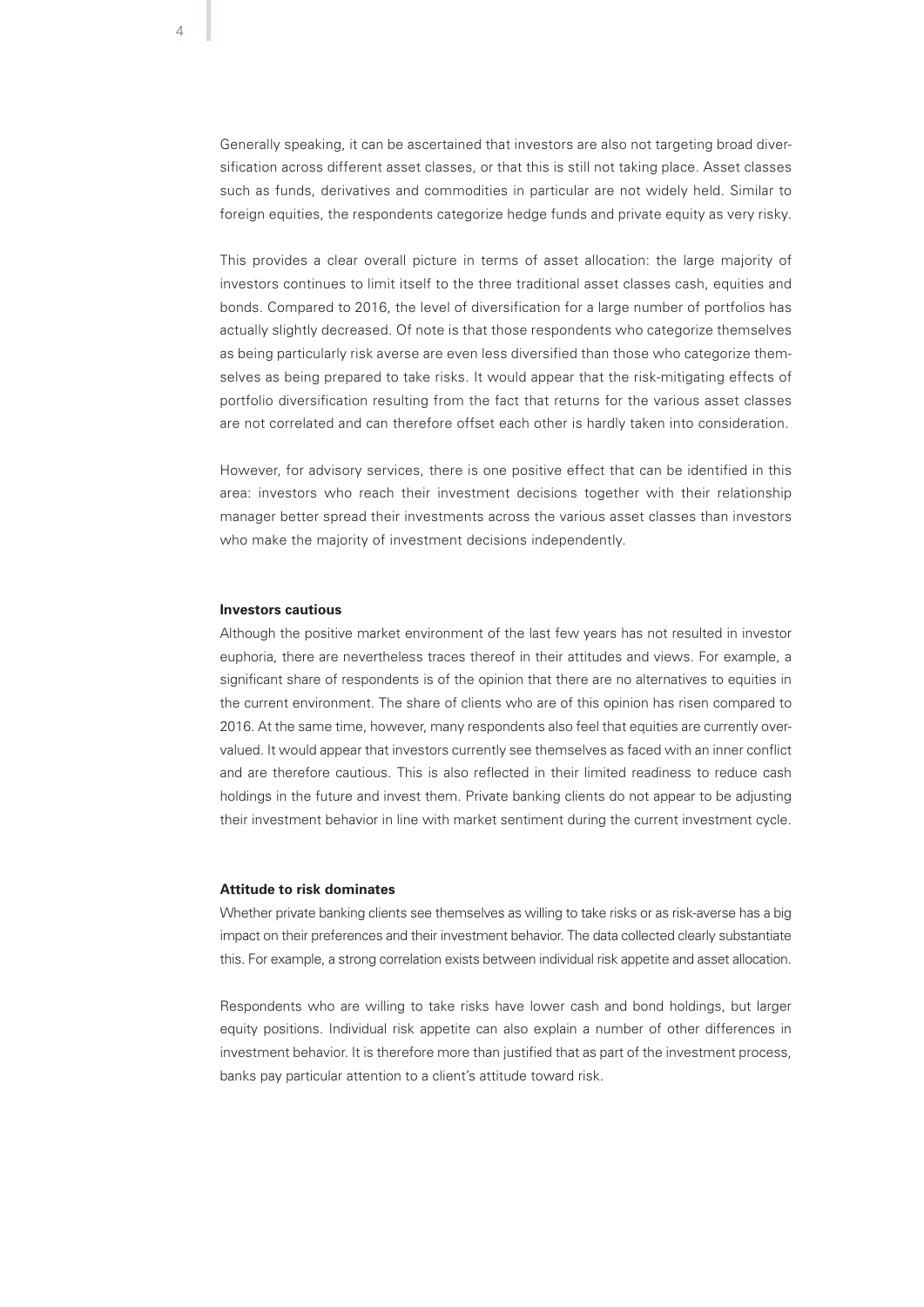Generally speaking, it can be ascertained that investors are also not targeting broad diversification across different asset classes, or that this is still not taking place. Asset classes such as funds, derivatives and commodities in particular are not widely held. Similar to foreign equities, the respondents categorize hedge funds and private equity as very risky.

This provides a clear overall picture in terms of asset allocation: the large majority of investors continues to limit itself to the three traditional asset classes cash, equities and bonds. Compared to 2016, the level of diversification for a large number of portfolios has actually slightly decreased. Of note is that those respondents who categorize themselves as being particularly risk averse are even less diversified than those who categorize themselves as being prepared to take risks. It would appear that the risk-mitigating effects of portfolio diversification resulting from the fact that returns for the various asset classes are not correlated and can therefore offset each other is hardly taken into consideration.

However, for advisory services, there is one positive effect that can be identified in this area: investors who reach their investment decisions together with their relationship manager better spread their investments across the various asset classes than investors who make the majority of investment decisions independently.

**Investors cautious**

Although the positive market environment of the last few years has not resulted in investor euphoria, there are nevertheless traces thereof in their attitudes and views. For example, a significant share of respondents is of the opinion that there are no alternatives to equities in the current environment. The share of clients who are of this opinion has risen compared to 2016. At the same time, however, many respondents also feel that equities are currently overvalued. It would appear that investors currently see themselves as faced with an inner conflict and are therefore cautious. This is also reflected in their limited readiness to reduce cash holdings in the future and invest them. Private banking clients do not appear to be adjusting their investment behavior in line with market sentiment during the current investment cycle.

**Attitude to risk dominates**

Whether private banking clients see themselves as willing to take risks or as risk-averse has a big impact on their preferences and their investment behavior. The data collected clearly substantiate this. For example, a strong correlation exists between individual risk appetite and asset allocation.

Respondents who are willing to take risks have lower cash and bond holdings, but larger equity positions. Individual risk appetite can also explain a number of other differences in investment behavior. It is therefore more than justified that as part of the investment process, banks pay particular attention to a client's attitude toward risk.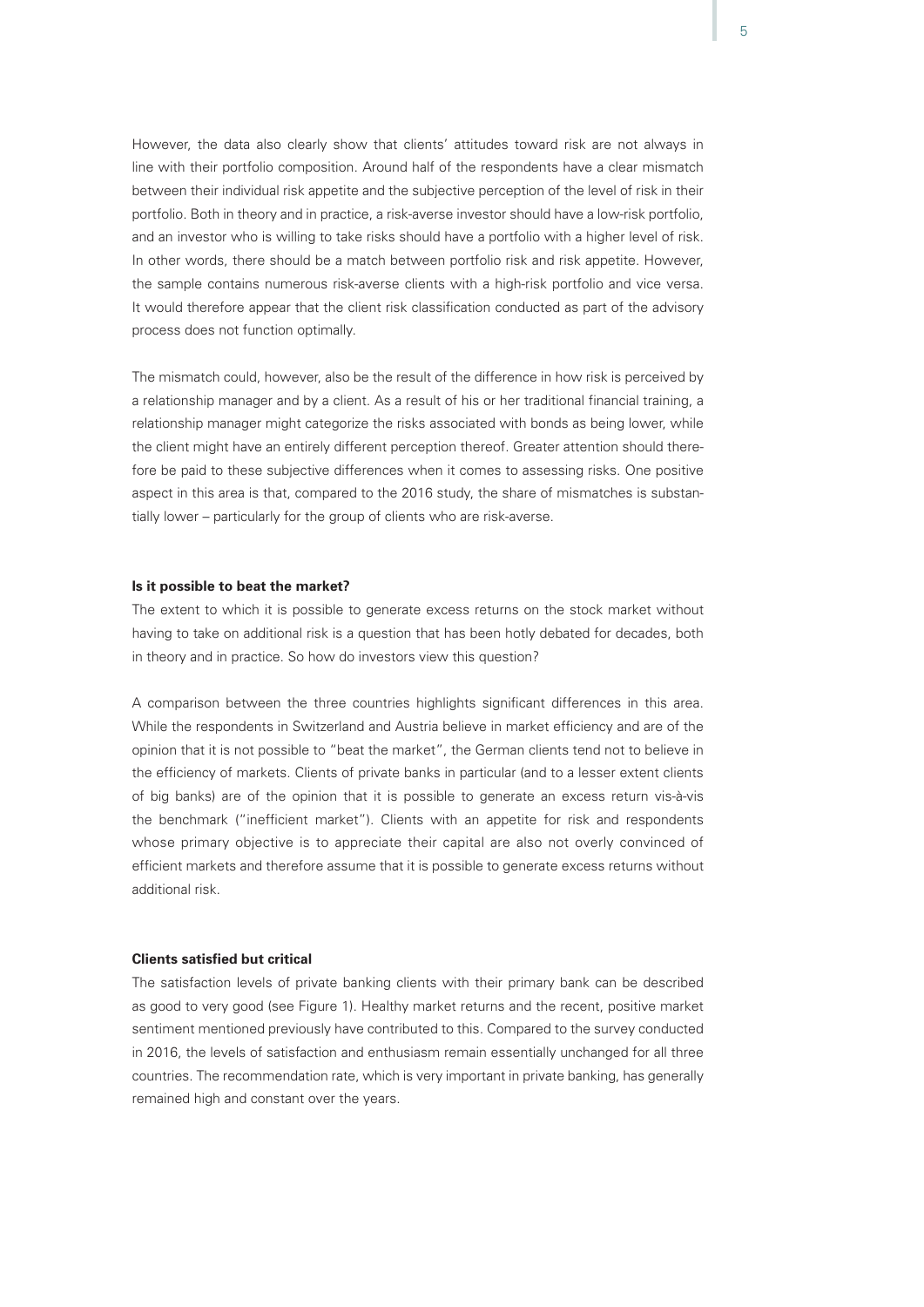However, the data also clearly show that clients' attitudes toward risk are not always in line with their portfolio composition. Around half of the respondents have a clear mismatch between their individual risk appetite and the subjective perception of the level of risk in their portfolio. Both in theory and in practice, a risk-averse investor should have a low-risk portfolio, and an investor who is willing to take risks should have a portfolio with a higher level of risk. In other words, there should be a match between portfolio risk and risk appetite. However, the sample contains numerous risk-averse clients with a high-risk portfolio and vice versa. It would therefore appear that the client risk classification conducted as part of the advisory process does not function optimally.

The mismatch could, however, also be the result of the difference in how risk is perceived by a relationship manager and by a client. As a result of his or her traditional financial training, a relationship manager might categorize the risks associated with bonds as being lower, while the client might have an entirely different perception thereof. Greater attention should therefore be paid to these subjective differences when it comes to assessing risks. One positive aspect in this area is that, compared to the 2016 study, the share of mismatches is substantially lower – particularly for the group of clients who are risk-averse.

**Is it possible to beat the market?**

The extent to which it is possible to generate excess returns on the stock market without having to take on additional risk is a question that has been hotly debated for decades, both in theory and in practice. So how do investors view this question?

A comparison between the three countries highlights significant differences in this area. While the respondents in Switzerland and Austria believe in market efficiency and are of the opinion that it is not possible to "beat the market", the German clients tend not to believe in the efficiency of markets. Clients of private banks in particular (and to a lesser extent clients of big banks) are of the opinion that it is possible to generate an excess return vis-à-vis the benchmark ("inefficient market"). Clients with an appetite for risk and respondents whose primary objective is to appreciate their capital are also not overly convinced of efficient markets and therefore assume that it is possible to generate excess returns without additional risk.

**Clients satisfied but critical**

The satisfaction levels of private banking clients with their primary bank can be described as good to very good (see Figure 1). Healthy market returns and the recent, positive market sentiment mentioned previously have contributed to this. Compared to the survey conducted in 2016, the levels of satisfaction and enthusiasm remain essentially unchanged for all three countries. The recommendation rate, which is very important in private banking, has generally remained high and constant over the years.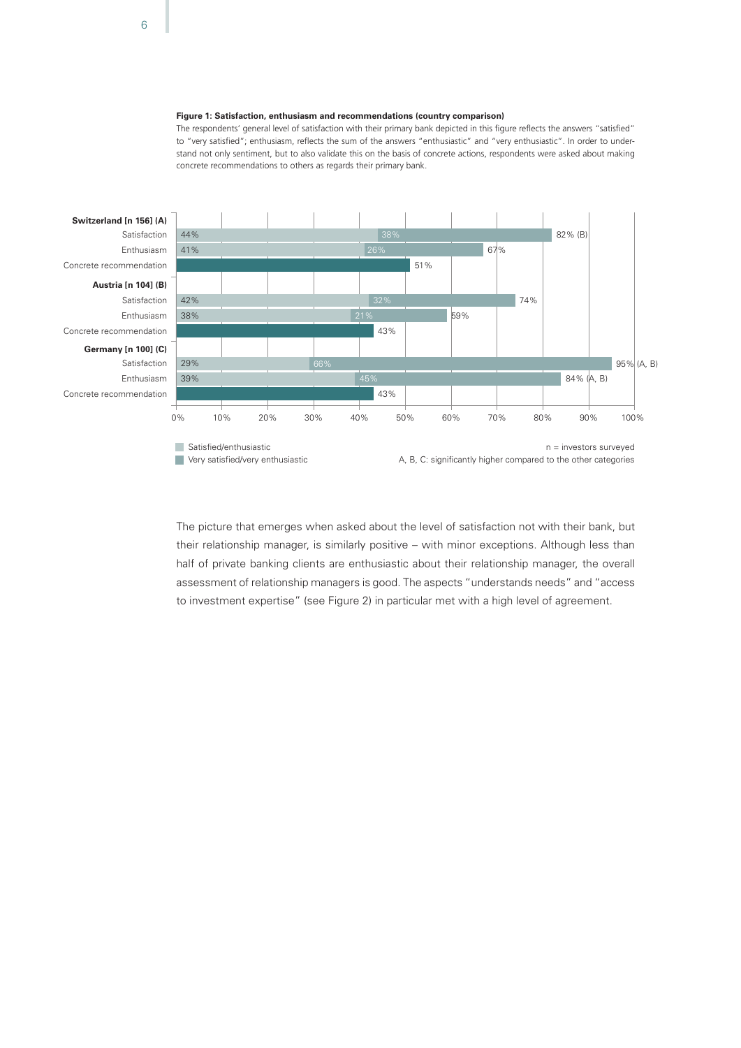**Figure 1: Satisfaction, enthusiasm and recommendations (country comparison)**

The respondents' general level of satisfaction with their primary bank depicted in this figure reflects the answers "satisfied" to "very satisfied"; enthusiasm, reflects the sum of the answers "enthusiastic" and "very enthusiastic". In order to understand not only sentiment, but to also validate this on the basis of concrete actions, respondents were asked about making concrete recommendations to others as regards their primary bank.

| | Satisfied/enthusiastic | Very satisfied/very enthusiastic | Total |
|---|---|---|---|
| **Switzerland [n 156] (A)** | | | |
| Satisfaction | 44% | 38% | 82% (B) |
| Enthusiasm | 41% | 26% | 67% |
| Concrete recommendation | | | 51% |
| **Austria [n 104] (B)** | | | |
| Satisfaction | 42% | 32% | 74% |
| Enthusiasm | 38% | 21% | 59% |
| Concrete recommendation | | | 43% |
| **Germany [n 100] (C)** | | | |
| Satisfaction | 29% | 66% | 95% (A, B) |
| Enthusiasm | 39% | 45% | 84% (A, B) |
| Concrete recommendation | | | 43% |

n = investors surveyed
A, B, C: significantly higher compared to the other categories

The picture that emerges when asked about the level of satisfaction not with their bank, but their relationship manager, is similarly positive – with minor exceptions. Although less than half of private banking clients are enthusiastic about their relationship manager, the overall assessment of relationship managers is good. The aspects "understands needs" and "access to investment expertise" (see Figure 2) in particular met with a high level of agreement.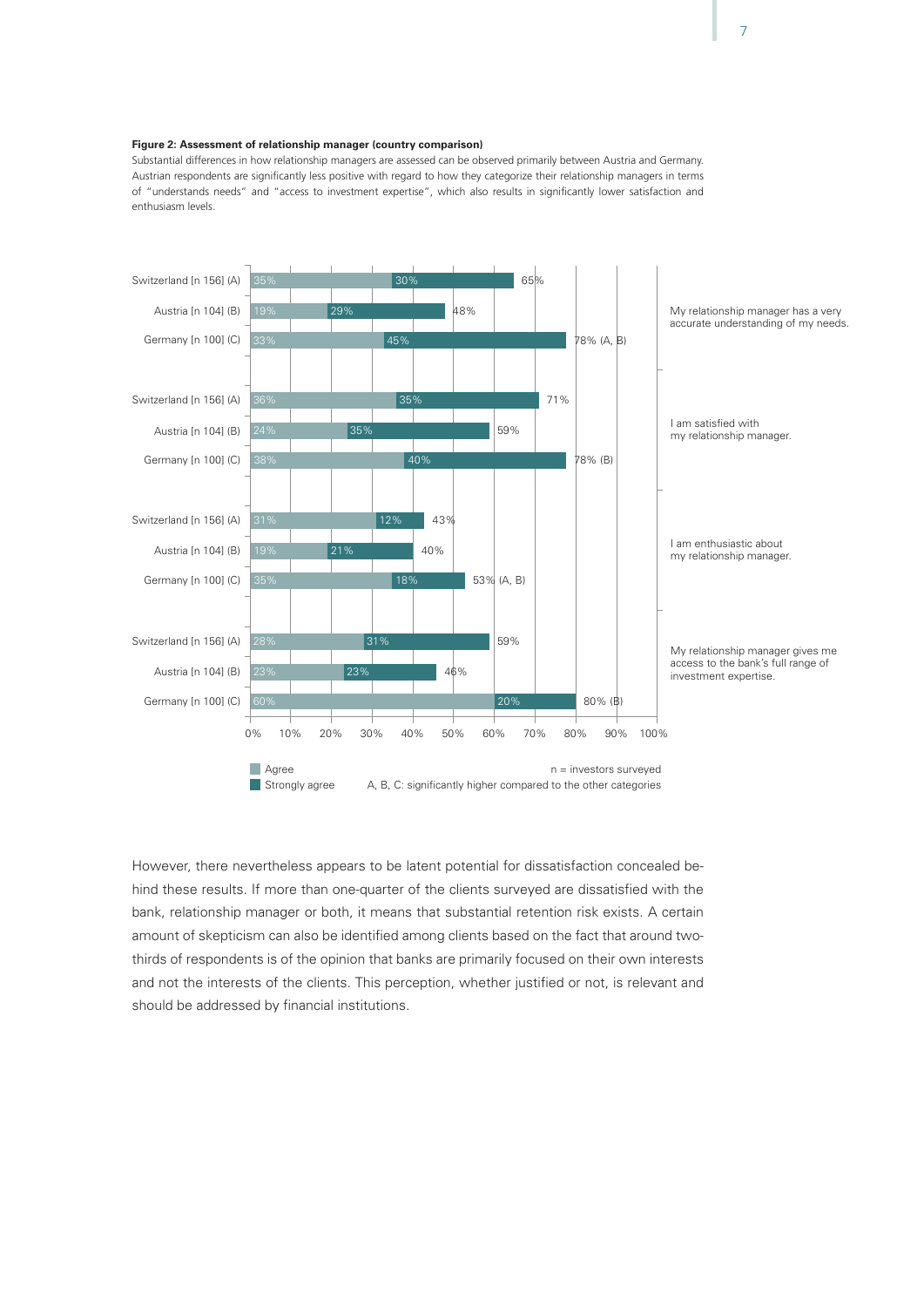**Figure 2: Assessment of relationship manager (country comparison)**

Substantial differences in how relationship managers are assessed can be observed primarily between Austria and Germany. Austrian respondents are significantly less positive with regard to how they categorize their relationship managers in terms of "understands needs" and "access to investment expertise", which also results in significantly lower satisfaction and enthusiasm levels.

| Statement | Country | Agree | Strongly agree | Total |
|---|---|---|---|---|
| My relationship manager has a very accurate understanding of my needs. | Switzerland [n 156] (A) | 35% | 30% | 65% |
| | Austria [n 104] (B) | 19% | 29% | 48% |
| | Germany [n 100] (C) | 33% | 45% | 78% (A, B) |
| I am satisfied with my relationship manager. | Switzerland [n 156] (A) | 36% | 35% | 71% |
| | Austria [n 104] (B) | 24% | 35% | 59% |
| | Germany [n 100] (C) | 38% | 40% | 78% (B) |
| I am enthusiastic about my relationship manager. | Switzerland [n 156] (A) | 31% | 12% | 43% |
| | Austria [n 104] (B) | 19% | 21% | 40% |
| | Germany [n 100] (C) | 35% | 18% | 53% (A, B) |
| My relationship manager gives me access to the bank's full range of investment expertise. | Switzerland [n 156] (A) | 28% | 31% | 59% |
| | Austria [n 104] (B) | 23% | 23% | 46% |
| | Germany [n 100] (C) | 60% | 20% | 80% (B) |

n = investors surveyed

A, B, C: significantly higher compared to the other categories

However, there nevertheless appears to be latent potential for dissatisfaction concealed behind these results. If more than one-quarter of the clients surveyed are dissatisfied with the bank, relationship manager or both, it means that substantial retention risk exists. A certain amount of skepticism can also be identified among clients based on the fact that around two-thirds of respondents is of the opinion that banks are primarily focused on their own interests and not the interests of the clients. This perception, whether justified or not, is relevant and should be addressed by financial institutions.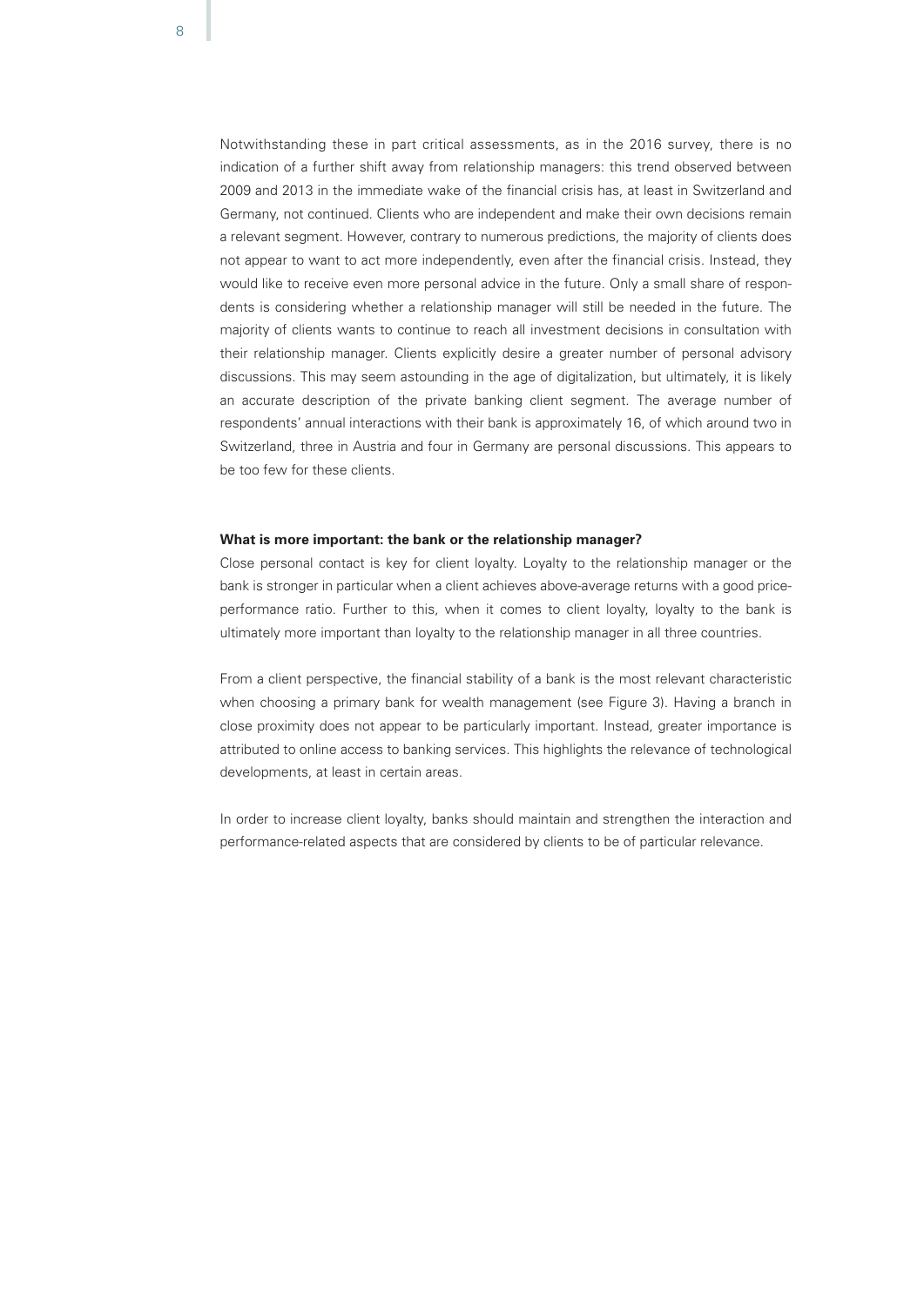Notwithstanding these in part critical assessments, as in the 2016 survey, there is no indication of a further shift away from relationship managers: this trend observed between 2009 and 2013 in the immediate wake of the financial crisis has, at least in Switzerland and Germany, not continued. Clients who are independent and make their own decisions remain a relevant segment. However, contrary to numerous predictions, the majority of clients does not appear to want to act more independently, even after the financial crisis. Instead, they would like to receive even more personal advice in the future. Only a small share of respondents is considering whether a relationship manager will still be needed in the future. The majority of clients wants to continue to reach all investment decisions in consultation with their relationship manager. Clients explicitly desire a greater number of personal advisory discussions. This may seem astounding in the age of digitalization, but ultimately, it is likely an accurate description of the private banking client segment. The average number of respondents' annual interactions with their bank is approximately 16, of which around two in Switzerland, three in Austria and four in Germany are personal discussions. This appears to be too few for these clients.

**What is more important: the bank or the relationship manager?**

Close personal contact is key for client loyalty. Loyalty to the relationship manager or the bank is stronger in particular when a client achieves above-average returns with a good price-performance ratio. Further to this, when it comes to client loyalty, loyalty to the bank is ultimately more important than loyalty to the relationship manager in all three countries.

From a client perspective, the financial stability of a bank is the most relevant characteristic when choosing a primary bank for wealth management (see Figure 3). Having a branch in close proximity does not appear to be particularly important. Instead, greater importance is attributed to online access to banking services. This highlights the relevance of technological developments, at least in certain areas.

In order to increase client loyalty, banks should maintain and strengthen the interaction and performance-related aspects that are considered by clients to be of particular relevance.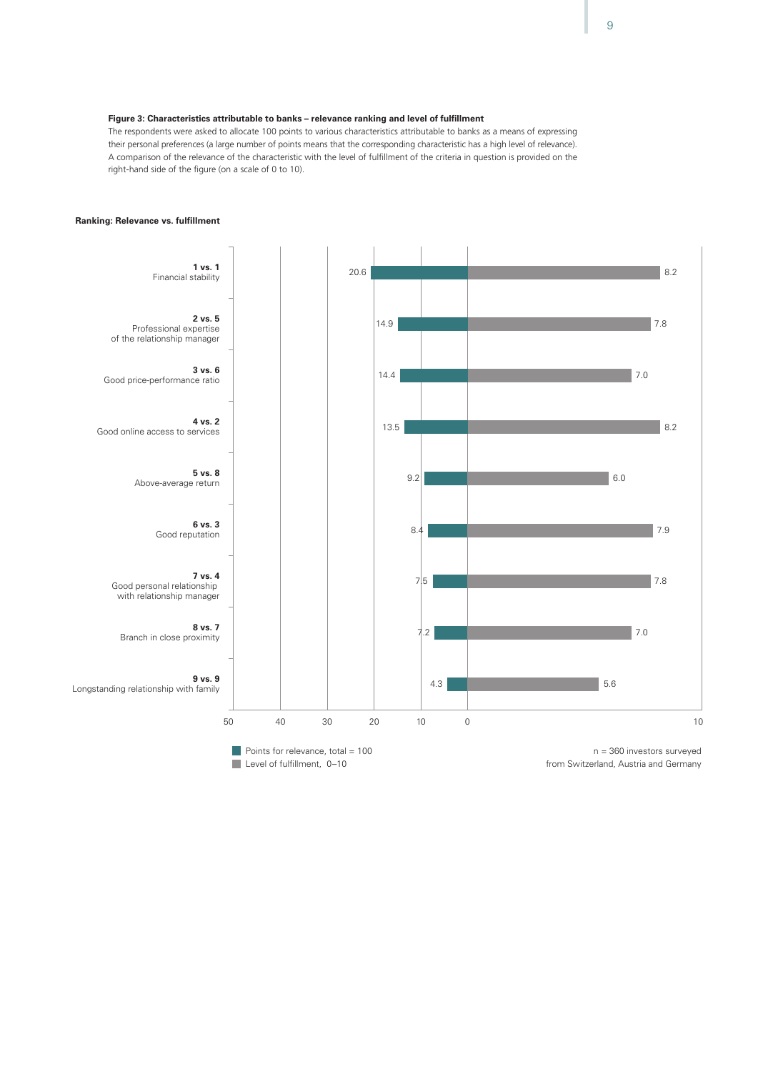**Figure 3: Characteristics attributable to banks – relevance ranking and level of fulfillment**

The respondents were asked to allocate 100 points to various characteristics attributable to banks as a means of expressing their personal preferences (a large number of points means that the corresponding characteristic has a high level of relevance). A comparison of the relevance of the characteristic with the level of fulfillment of the criteria in question is provided on the right-hand side of the figure (on a scale of 0 to 10).

**Ranking: Relevance vs. fulfillment**

| Ranking | Characteristic | Points for relevance, total = 100 | Level of fulfillment, 0–10 |
|---|---|---|---|
| 1 vs. 1 | Financial stability | 20.6 | 8.2 |
| 2 vs. 5 | Professional expertise of the relationship manager | 14.9 | 7.8 |
| 3 vs. 6 | Good price-performance ratio | 14.4 | 7.0 |
| 4 vs. 2 | Good online access to services | 13.5 | 8.2 |
| 5 vs. 8 | Above-average return | 9.2 | 6.0 |
| 6 vs. 3 | Good reputation | 8.4 | 7.9 |
| 7 vs. 4 | Good personal relationship with relationship manager | 7.5 | 7.8 |
| 8 vs. 7 | Branch in close proximity | 7.2 | 7.0 |
| 9 vs. 9 | Longstanding relationship with family | 4.3 | 5.6 |

n = 360 investors surveyed from Switzerland, Austria and Germany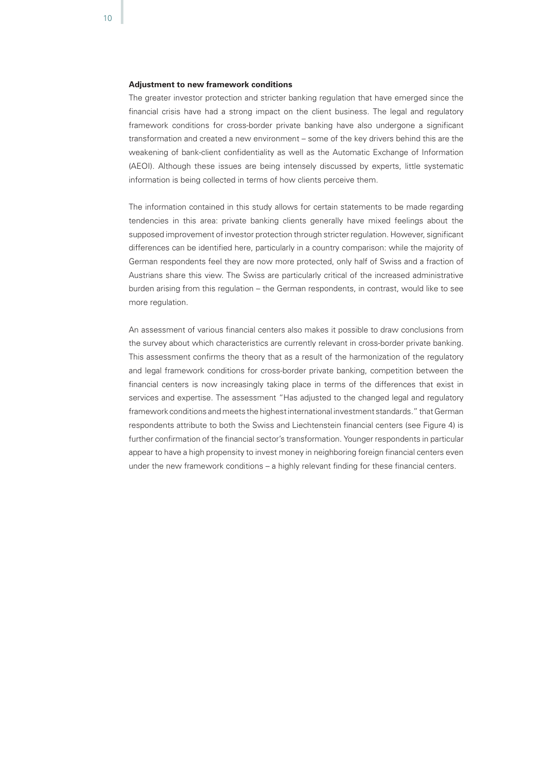**Adjustment to new framework conditions**

The greater investor protection and stricter banking regulation that have emerged since the financial crisis have had a strong impact on the client business. The legal and regulatory framework conditions for cross-border private banking have also undergone a significant transformation and created a new environment – some of the key drivers behind this are the weakening of bank-client confidentiality as well as the Automatic Exchange of Information (AEOI). Although these issues are being intensely discussed by experts, little systematic information is being collected in terms of how clients perceive them.

The information contained in this study allows for certain statements to be made regarding tendencies in this area: private banking clients generally have mixed feelings about the supposed improvement of investor protection through stricter regulation. However, significant differences can be identified here, particularly in a country comparison: while the majority of German respondents feel they are now more protected, only half of Swiss and a fraction of Austrians share this view. The Swiss are particularly critical of the increased administrative burden arising from this regulation – the German respondents, in contrast, would like to see more regulation.

An assessment of various financial centers also makes it possible to draw conclusions from the survey about which characteristics are currently relevant in cross-border private banking. This assessment confirms the theory that as a result of the harmonization of the regulatory and legal framework conditions for cross-border private banking, competition between the financial centers is now increasingly taking place in terms of the differences that exist in services and expertise. The assessment "Has adjusted to the changed legal and regulatory framework conditions and meets the highest international investment standards." that German respondents attribute to both the Swiss and Liechtenstein financial centers (see Figure 4) is further confirmation of the financial sector's transformation. Younger respondents in particular appear to have a high propensity to invest money in neighboring foreign financial centers even under the new framework conditions – a highly relevant finding for these financial centers.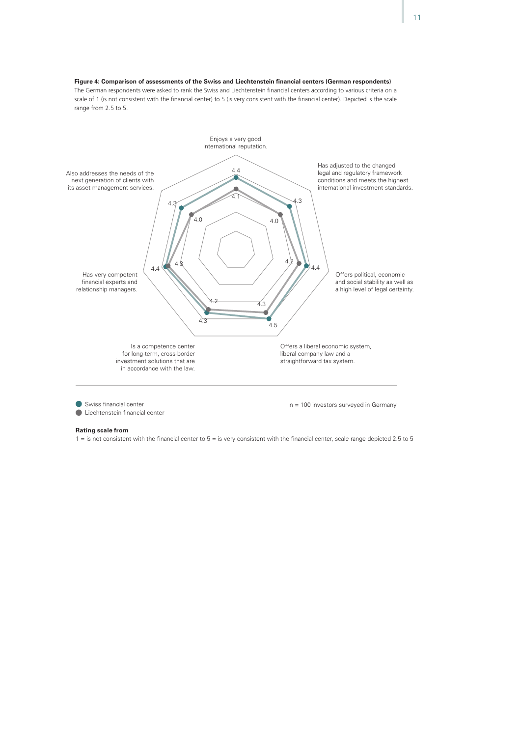**Figure 4: Comparison of assessments of the Swiss and Liechtenstein financial centers (German respondents)**

The German respondents were asked to rank the Swiss and Liechtenstein financial centers according to various criteria on a scale of 1 (is not consistent with the financial center) to 5 (is very consistent with the financial center). Depicted is the scale range from 2.5 to 5.

| Criterion | Swiss financial center | Liechtenstein financial center |
| --- | --- | --- |
| Enjoys a very good international reputation. | 4.4 | 4.1 |
| Has adjusted to the changed legal and regulatory framework conditions and meets the highest international investment standards. | 4.3 | 4.0 |
| Offers political, economic and social stability as well as a high level of legal certainty. | 4.4 | 4.2 |
| Offers a liberal economic system, liberal company law and a straightforward tax system. | 4.5 | 4.3 |
| Is a competence center for long-term, cross-border investment solutions that are in accordance with the law. | 4.3 | 4.2 |
| Has very competent financial experts and relationship managers. | 4.4 | 4.3 |
| Also addresses the needs of the next generation of clients with its asset management services. | 4.3 | 4.0 |

n = 100 investors surveyed in Germany

**Rating scale from**

1 = is not consistent with the financial center to 5 = is very consistent with the financial center, scale range depicted 2.5 to 5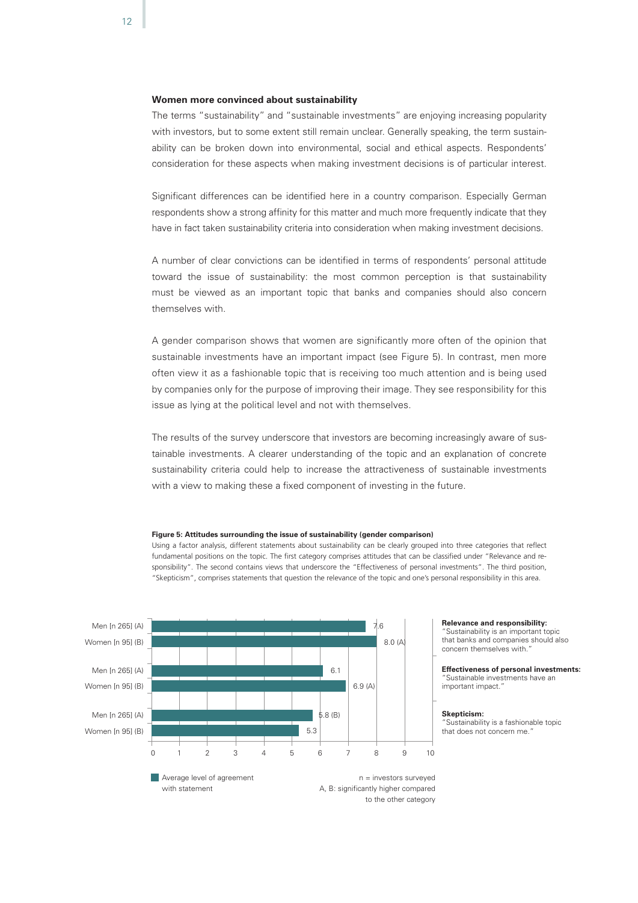**Women more convinced about sustainability**

The terms "sustainability" and "sustainable investments" are enjoying increasing popularity with investors, but to some extent still remain unclear. Generally speaking, the term sustainability can be broken down into environmental, social and ethical aspects. Respondents' consideration for these aspects when making investment decisions is of particular interest.

Significant differences can be identified here in a country comparison. Especially German respondents show a strong affinity for this matter and much more frequently indicate that they have in fact taken sustainability criteria into consideration when making investment decisions.

A number of clear convictions can be identified in terms of respondents' personal attitude toward the issue of sustainability: the most common perception is that sustainability must be viewed as an important topic that banks and companies should also concern themselves with.

A gender comparison shows that women are significantly more often of the opinion that sustainable investments have an important impact (see Figure 5). In contrast, men more often view it as a fashionable topic that is receiving too much attention and is being used by companies only for the purpose of improving their image. They see responsibility for this issue as lying at the political level and not with themselves.

The results of the survey underscore that investors are becoming increasingly aware of sustainable investments. A clearer understanding of the topic and an explanation of concrete sustainability criteria could help to increase the attractiveness of sustainable investments with a view to making these a fixed component of investing in the future.

**Figure 5: Attitudes surrounding the issue of sustainability (gender comparison)**

Using a factor analysis, different statements about sustainability can be clearly grouped into three categories that reflect fundamental positions on the topic. The first category comprises attitudes that can be classified under "Relevance and responsibility". The second contains views that underscore the "Effectiveness of personal investments". The third position, "Skepticism", comprises statements that question the relevance of the topic and one's personal responsibility in this area.

| Statement | Men [n 265] (A) | Women [n 95] (B) |
|---|---|---|
| **Relevance and responsibility:** "Sustainability is an important topic that banks and companies should also concern themselves with." | 7.6 | 8.0 (A) |
| **Effectiveness of personal investments:** "Sustainable investments have an important impact." | 6.1 | 6.9 (A) |
| **Skepticism:** "Sustainability is a fashionable topic that does not concern me." | 5.8 (B) | 5.3 |

Average level of agreement with statement (scale 0–10)

n = investors surveyed
A, B: significantly higher compared to the other category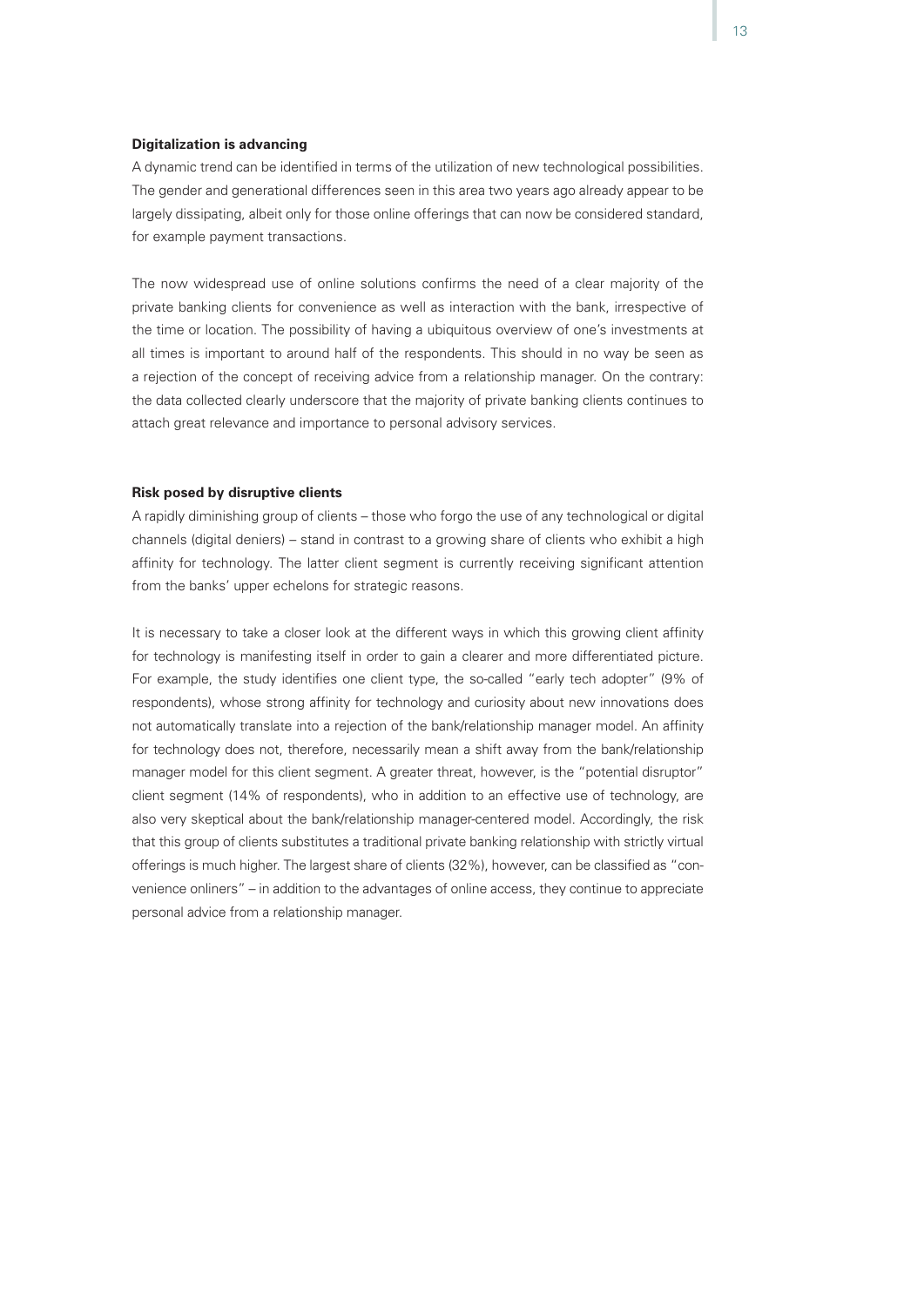**Digitalization is advancing**

A dynamic trend can be identified in terms of the utilization of new technological possibilities. The gender and generational differences seen in this area two years ago already appear to be largely dissipating, albeit only for those online offerings that can now be considered standard, for example payment transactions.

The now widespread use of online solutions confirms the need of a clear majority of the private banking clients for convenience as well as interaction with the bank, irrespective of the time or location. The possibility of having a ubiquitous overview of one's investments at all times is important to around half of the respondents. This should in no way be seen as a rejection of the concept of receiving advice from a relationship manager. On the contrary: the data collected clearly underscore that the majority of private banking clients continues to attach great relevance and importance to personal advisory services.

**Risk posed by disruptive clients**

A rapidly diminishing group of clients – those who forgo the use of any technological or digital channels (digital deniers) – stand in contrast to a growing share of clients who exhibit a high affinity for technology. The latter client segment is currently receiving significant attention from the banks' upper echelons for strategic reasons.

It is necessary to take a closer look at the different ways in which this growing client affinity for technology is manifesting itself in order to gain a clearer and more differentiated picture. For example, the study identifies one client type, the so-called "early tech adopter" (9% of respondents), whose strong affinity for technology and curiosity about new innovations does not automatically translate into a rejection of the bank/relationship manager model. An affinity for technology does not, therefore, necessarily mean a shift away from the bank/relationship manager model for this client segment. A greater threat, however, is the "potential disruptor" client segment (14% of respondents), who in addition to an effective use of technology, are also very skeptical about the bank/relationship manager-centered model. Accordingly, the risk that this group of clients substitutes a traditional private banking relationship with strictly virtual offerings is much higher. The largest share of clients (32%), however, can be classified as "convenience onliners" – in addition to the advantages of online access, they continue to appreciate personal advice from a relationship manager.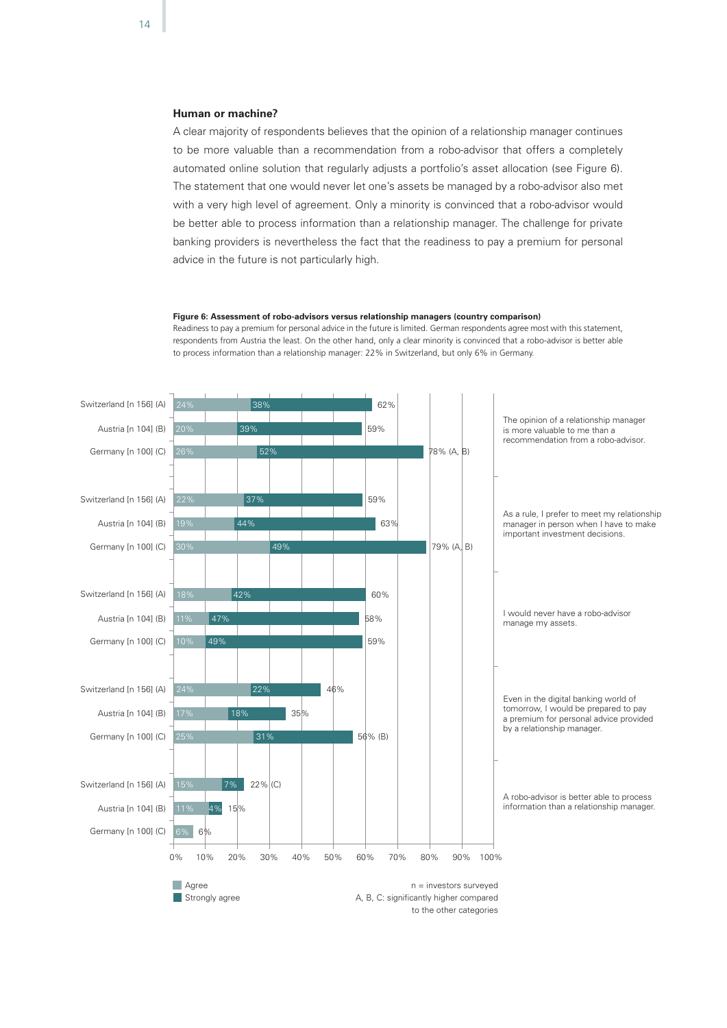### Human or machine?

A clear majority of respondents believes that the opinion of a relationship manager continues to be more valuable than a recommendation from a robo-advisor that offers a completely automated online solution that regularly adjusts a portfolio's asset allocation (see Figure 6). The statement that one would never let one's assets be managed by a robo-advisor also met with a very high level of agreement. Only a minority is convinced that a robo-advisor would be better able to process information than a relationship manager. The challenge for private banking providers is nevertheless the fact that the readiness to pay a premium for personal advice in the future is not particularly high.

**Figure 6: Assessment of robo-advisors versus relationship managers (country comparison)**

Readiness to pay a premium for personal advice in the future is limited. German respondents agree most with this statement, respondents from Austria the least. On the other hand, only a clear minority is convinced that a robo-advisor is better able to process information than a relationship manager: 22% in Switzerland, but only 6% in Germany.

| Statement | Country | Agree | Strongly agree | Total |
|---|---|---|---|---|
| The opinion of a relationship manager is more valuable to me than a recommendation from a robo-advisor. | Switzerland [n 156] (A) | 24% | 38% | 62% |
| | Austria [n 104] (B) | 20% | 39% | 59% |
| | Germany [n 100] (C) | 26% | 52% | 78% (A, B) |
| As a rule, I prefer to meet my relationship manager in person when I have to make important investment decisions. | Switzerland [n 156] (A) | 22% | 37% | 59% |
| | Austria [n 104] (B) | 19% | 44% | 63% |
| | Germany [n 100] (C) | 30% | 49% | 79% (A, B) |
| I would never have a robo-advisor manage my assets. | Switzerland [n 156] (A) | 18% | 42% | 60% |
| | Austria [n 104] (B) | 11% | 47% | 58% |
| | Germany [n 100] (C) | 10% | 49% | 59% |
| Even in the digital banking world of tomorrow, I would be prepared to pay a premium for personal advice provided by a relationship manager. | Switzerland [n 156] (A) | 24% | 22% | 46% |
| | Austria [n 104] (B) | 17% | 18% | 35% |
| | Germany [n 100] (C) | 25% | 31% | 56% (B) |
| A robo-advisor is better able to process information than a relationship manager. | Switzerland [n 156] (A) | 15% | 7% | 22% (C) |
| | Austria [n 104] (B) | 11% | 4% | 15% |
| | Germany [n 100] (C) | 6% | | 6% |

Agree / Strongly agree

n = investors surveyed
A, B, C: significantly higher compared to the other categories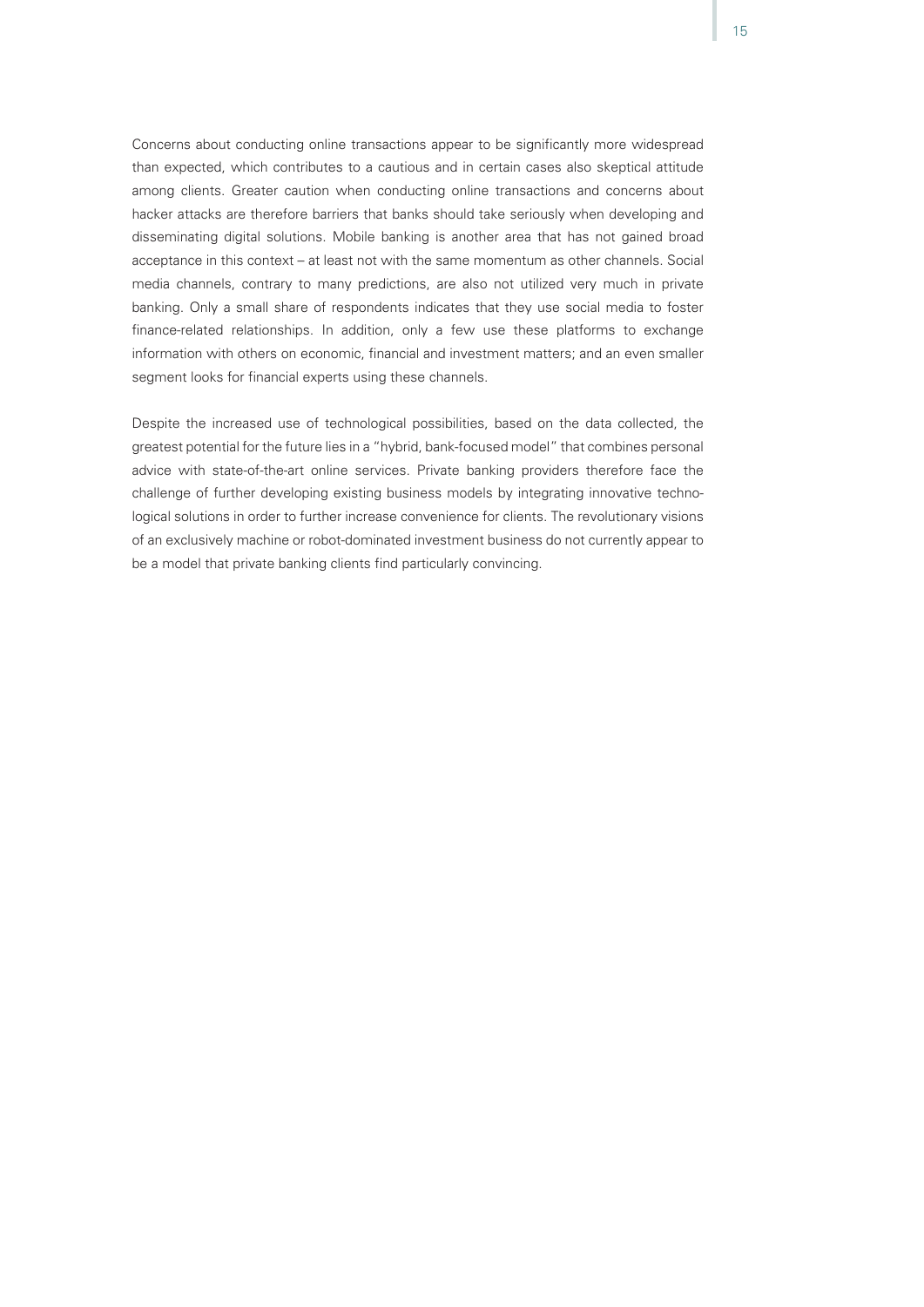Concerns about conducting online transactions appear to be significantly more widespread than expected, which contributes to a cautious and in certain cases also skeptical attitude among clients. Greater caution when conducting online transactions and concerns about hacker attacks are therefore barriers that banks should take seriously when developing and disseminating digital solutions. Mobile banking is another area that has not gained broad acceptance in this context – at least not with the same momentum as other channels. Social media channels, contrary to many predictions, are also not utilized very much in private banking. Only a small share of respondents indicates that they use social media to foster finance-related relationships. In addition, only a few use these platforms to exchange information with others on economic, financial and investment matters; and an even smaller segment looks for financial experts using these channels.

Despite the increased use of technological possibilities, based on the data collected, the greatest potential for the future lies in a "hybrid, bank-focused model" that combines personal advice with state-of-the-art online services. Private banking providers therefore face the challenge of further developing existing business models by integrating innovative technological solutions in order to further increase convenience for clients. The revolutionary visions of an exclusively machine or robot-dominated investment business do not currently appear to be a model that private banking clients find particularly convincing.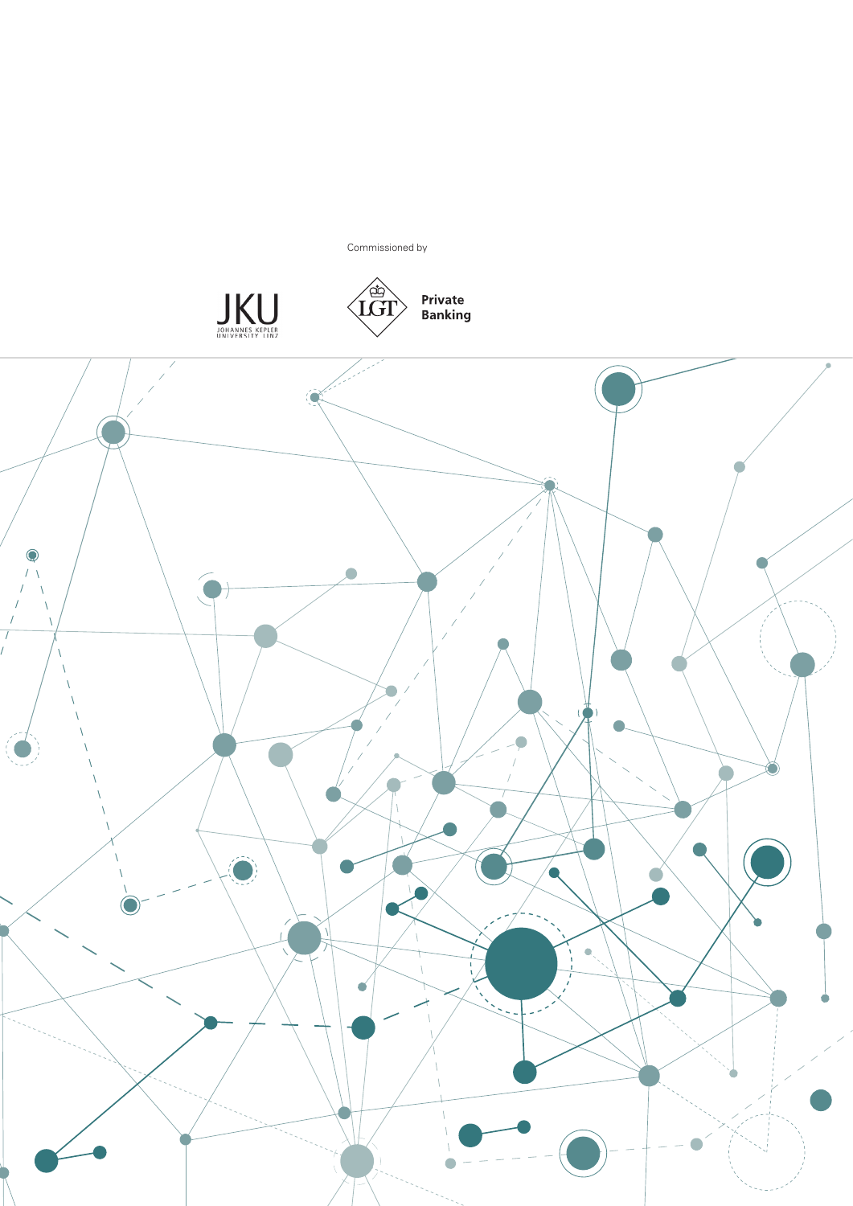Commissioned by

JKU
JOHANNES KEPLER
UNIVERSITY LINZ

LGT
Private
Banking